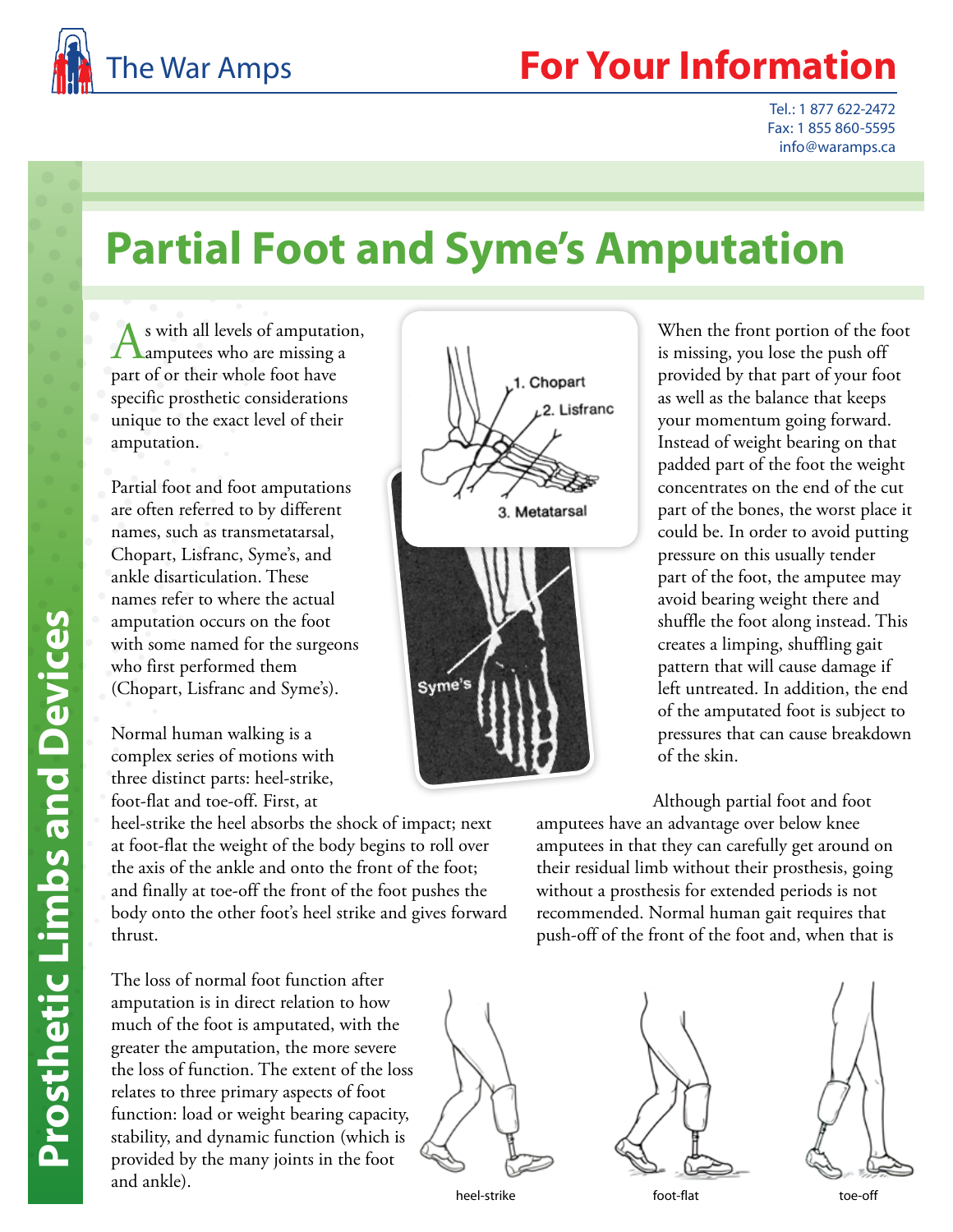The War Amps

# For Your Information

Tel.: 1 877 622-2472
Fax: 1 855 860-5595
info@waramps.ca

Prosthetic Limbs and Devices

# Partial Foot and Syme's Amputation

As with all levels of amputation, amputees who are missing a part of or their whole foot have specific prosthetic considerations unique to the exact level of their amputation.

Partial foot and foot amputations are often referred to by different names, such as transmetatarsal, Chopart, Lisfranc, Syme's, and ankle disarticulation. These names refer to where the actual amputation occurs on the foot with some named for the surgeons who first performed them (Chopart, Lisfranc and Syme's).

Normal human walking is a complex series of motions with three distinct parts: heel-strike, foot-flat and toe-off. First, at heel-strike the heel absorbs the shock of impact; next at foot-flat the weight of the body begins to roll over the axis of the ankle and onto the front of the foot; and finally at toe-off the front of the foot pushes the body onto the other foot's heel strike and gives forward thrust.

1. Chopart
2. Lisfranc
3. Metatarsal

Syme's

When the front portion of the foot is missing, you lose the push off provided by that part of your foot as well as the balance that keeps your momentum going forward. Instead of weight bearing on that padded part of the foot the weight concentrates on the end of the cut part of the bones, the worst place it could be. In order to avoid putting pressure on this usually tender part of the foot, the amputee may avoid bearing weight there and shuffle the foot along instead. This creates a limping, shuffling gait pattern that will cause damage if left untreated. In addition, the end of the amputated foot is subject to pressures that can cause breakdown of the skin.

Although partial foot and foot amputees have an advantage over below knee amputees in that they can carefully get around on their residual limb without their prosthesis, going without a prosthesis for extended periods is not recommended. Normal human gait requires that push-off of the front of the foot and, when that is

The loss of normal foot function after amputation is in direct relation to how much of the foot is amputated, with the greater the amputation, the more severe the loss of function. The extent of the loss relates to three primary aspects of foot function: load or weight bearing capacity, stability, and dynamic function (which is provided by the many joints in the foot and ankle).

heel-strike

foot-flat

toe-off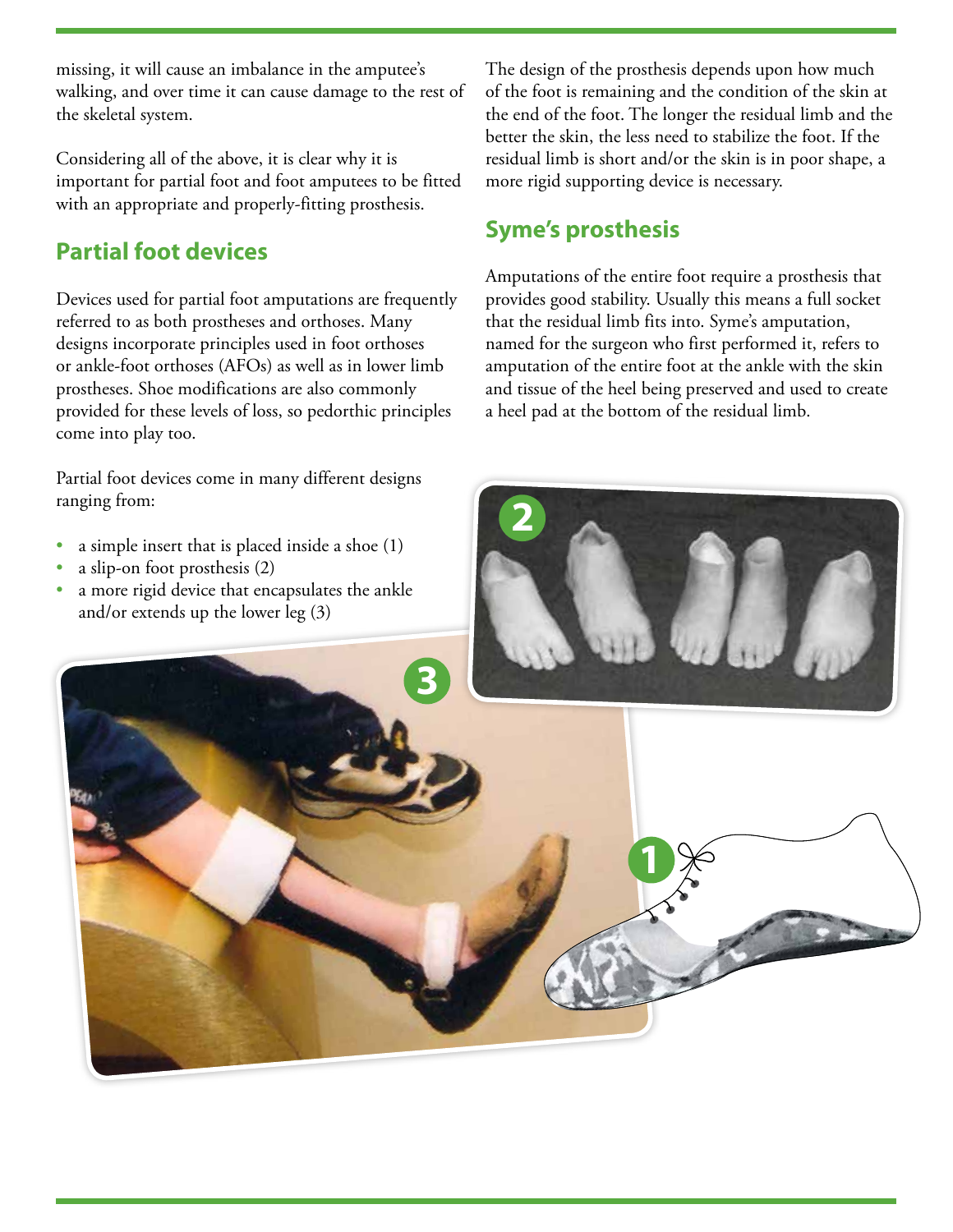missing, it will cause an imbalance in the amputee's walking, and over time it can cause damage to the rest of the skeletal system.

Considering all of the above, it is clear why it is important for partial foot and foot amputees to be fitted with an appropriate and properly-fitting prosthesis.

## Partial foot devices

Devices used for partial foot amputations are frequently referred to as both prostheses and orthoses. Many designs incorporate principles used in foot orthoses or ankle-foot orthoses (AFOs) as well as in lower limb prostheses. Shoe modifications are also commonly provided for these levels of loss, so pedorthic principles come into play too.

Partial foot devices come in many different designs ranging from:

- a simple insert that is placed inside a shoe (1)
- a slip-on foot prosthesis (2)
- a more rigid device that encapsulates the ankle and/or extends up the lower leg (3)

The design of the prosthesis depends upon how much of the foot is remaining and the condition of the skin at the end of the foot. The longer the residual limb and the better the skin, the less need to stabilize the foot. If the residual limb is short and/or the skin is in poor shape, a more rigid supporting device is necessary.

## Syme's prosthesis

Amputations of the entire foot require a prosthesis that provides good stability. Usually this means a full socket that the residual limb fits into. Syme's amputation, named for the surgeon who first performed it, refers to amputation of the entire foot at the ankle with the skin and tissue of the heel being preserved and used to create a heel pad at the bottom of the residual limb.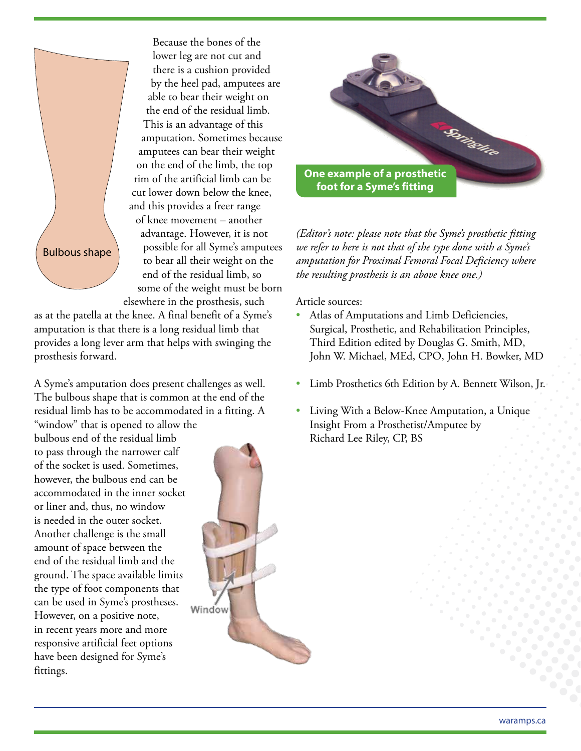Bulbous shape

Because the bones of the lower leg are not cut and there is a cushion provided by the heel pad, amputees are able to bear their weight on the end of the residual limb. This is an advantage of this amputation. Sometimes because amputees can bear their weight on the end of the limb, the top rim of the artificial limb can be cut lower down below the knee, and this provides a freer range of knee movement – another advantage. However, it is not possible for all Syme's amputees to bear all their weight on the end of the residual limb, so some of the weight must be born elsewhere in the prosthesis, such as at the patella at the knee. A final benefit of a Syme's amputation is that there is a long residual limb that provides a long lever arm that helps with swinging the prosthesis forward.

A Syme's amputation does present challenges as well. The bulbous shape that is common at the end of the residual limb has to be accommodated in a fitting. A "window" that is opened to allow the bulbous end of the residual limb to pass through the narrower calf of the socket is used. Sometimes, however, the bulbous end can be accommodated in the inner socket or liner and, thus, no window is needed in the outer socket. Another challenge is the small amount of space between the end of the residual limb and the ground. The space available limits the type of foot components that can be used in Syme's prostheses. However, on a positive note, in recent years more and more responsive artificial feet options have been designed for Syme's fittings.

Window

**One example of a prosthetic foot for a Syme's fitting**

*(Editor's note: please note that the Syme's prosthetic fitting we refer to here is not that of the type done with a Syme's amputation for Proximal Femoral Focal Deficiency where the resulting prosthesis is an above knee one.)*

Article sources:

- Atlas of Amputations and Limb Deficiencies, Surgical, Prosthetic, and Rehabilitation Principles, Third Edition edited by Douglas G. Smith, MD, John W. Michael, MEd, CPO, John H. Bowker, MD
- Limb Prosthetics 6th Edition by A. Bennett Wilson, Jr.
- Living With a Below-Knee Amputation, a Unique Insight From a Prosthetist/Amputee by Richard Lee Riley, CP, BS